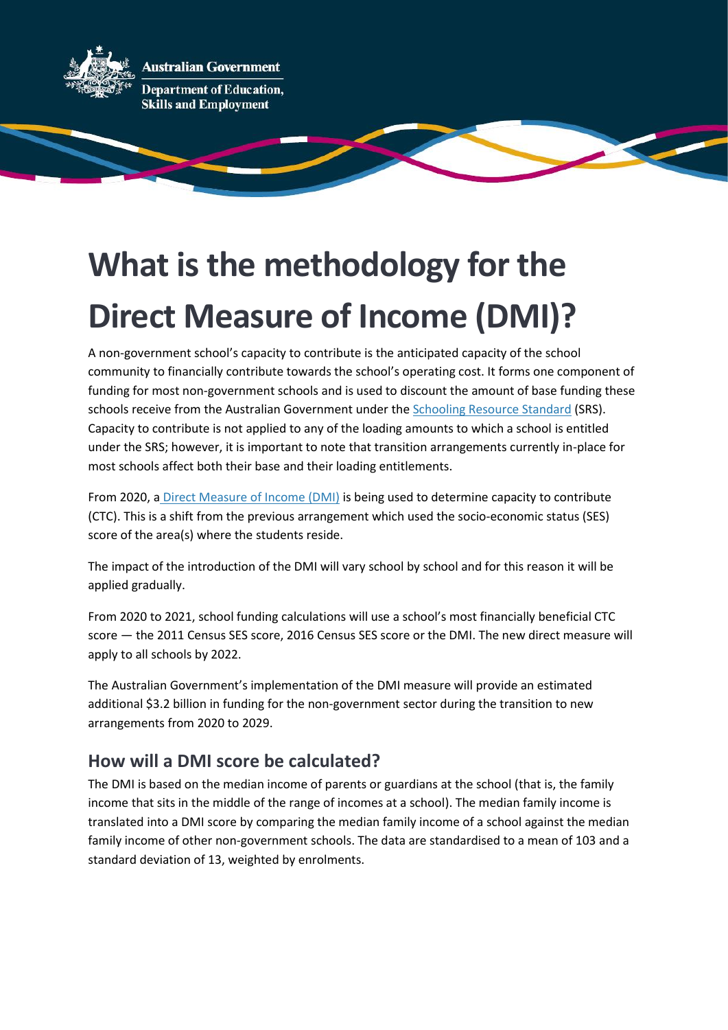Australian Government

Department of Education, Skills and Employment

# What is the methodology for the Direct Measure of Income (DMI)?

A non-government school's capacity to contribute is the anticipated capacity of the school community to financially contribute towards the school's operating cost. It forms one component of funding for most non-government schools and is used to discount the amount of base funding these schools receive from the Australian Government under the Schooling Resource Standard (SRS). Capacity to contribute is not applied to any of the loading amounts to which a school is entitled under the SRS; however, it is important to note that transition arrangements currently in-place for most schools affect both their base and their loading entitlements.

From 2020, a Direct Measure of Income (DMI) is being used to determine capacity to contribute (CTC). This is a shift from the previous arrangement which used the socio-economic status (SES) score of the area(s) where the students reside.

The impact of the introduction of the DMI will vary school by school and for this reason it will be applied gradually.

From 2020 to 2021, school funding calculations will use a school's most financially beneficial CTC score — the 2011 Census SES score, 2016 Census SES score or the DMI. The new direct measure will apply to all schools by 2022.

The Australian Government's implementation of the DMI measure will provide an estimated additional $3.2 billion in funding for the non-government sector during the transition to new arrangements from 2020 to 2029.

## How will a DMI score be calculated?

The DMI is based on the median income of parents or guardians at the school (that is, the family income that sits in the middle of the range of incomes at a school). The median family income is translated into a DMI score by comparing the median family income of a school against the median family income of other non-government schools. The data are standardised to a mean of 103 and a standard deviation of 13, weighted by enrolments.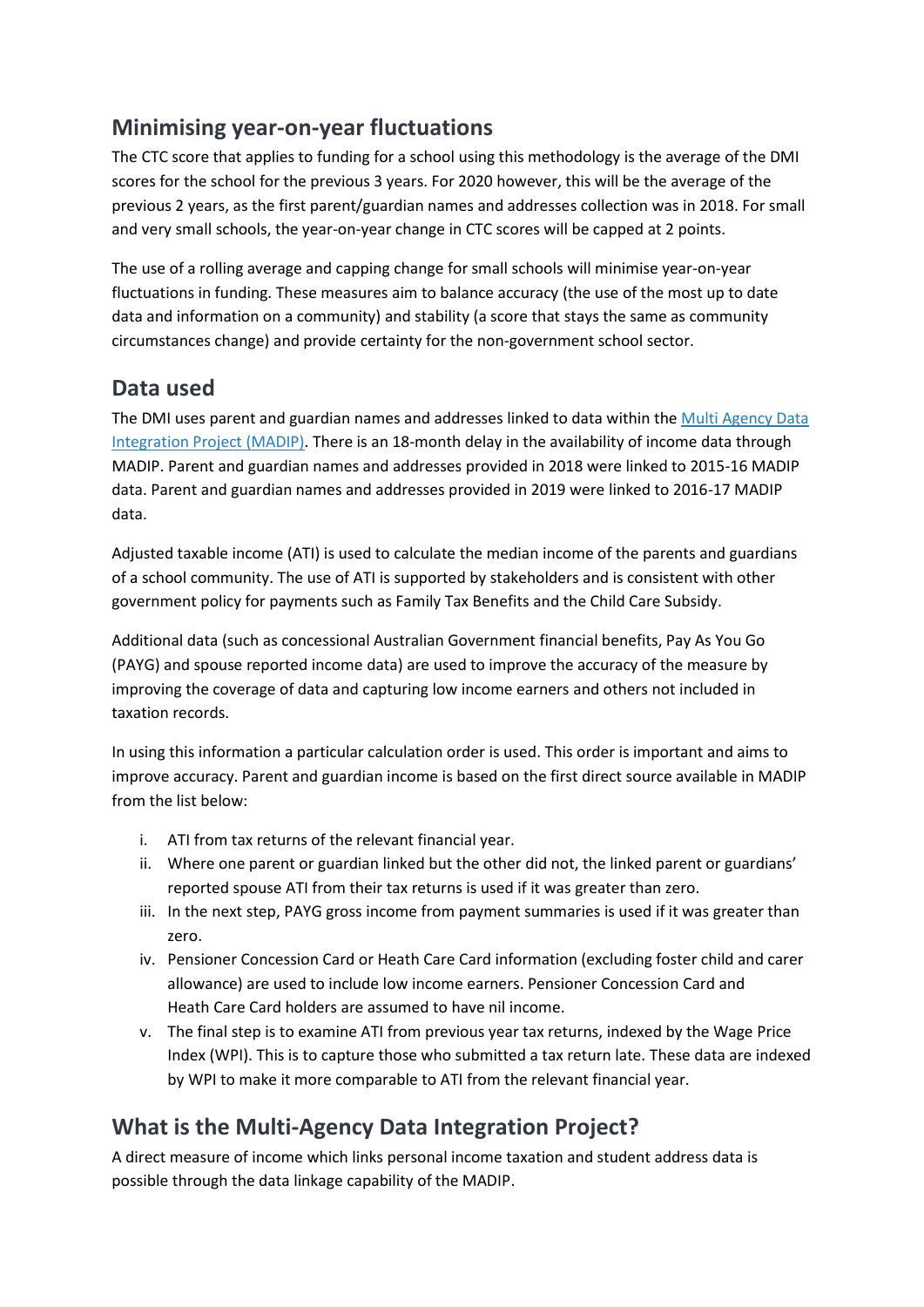## Minimising year-on-year fluctuations

The CTC score that applies to funding for a school using this methodology is the average of the DMI scores for the school for the previous 3 years. For 2020 however, this will be the average of the previous 2 years, as the first parent/guardian names and addresses collection was in 2018. For small and very small schools, the year-on-year change in CTC scores will be capped at 2 points.

The use of a rolling average and capping change for small schools will minimise year-on-year fluctuations in funding. These measures aim to balance accuracy (the use of the most up to date data and information on a community) and stability (a score that stays the same as community circumstances change) and provide certainty for the non-government school sector.

## Data used

The DMI uses parent and guardian names and addresses linked to data within the Multi Agency Data Integration Project (MADIP). There is an 18-month delay in the availability of income data through MADIP. Parent and guardian names and addresses provided in 2018 were linked to 2015-16 MADIP data. Parent and guardian names and addresses provided in 2019 were linked to 2016-17 MADIP data.

Adjusted taxable income (ATI) is used to calculate the median income of the parents and guardians of a school community. The use of ATI is supported by stakeholders and is consistent with other government policy for payments such as Family Tax Benefits and the Child Care Subsidy.

Additional data (such as concessional Australian Government financial benefits, Pay As You Go (PAYG) and spouse reported income data) are used to improve the accuracy of the measure by improving the coverage of data and capturing low income earners and others not included in taxation records.

In using this information a particular calculation order is used. This order is important and aims to improve accuracy. Parent and guardian income is based on the first direct source available in MADIP from the list below:

i. ATI from tax returns of the relevant financial year.
ii. Where one parent or guardian linked but the other did not, the linked parent or guardians' reported spouse ATI from their tax returns is used if it was greater than zero.
iii. In the next step, PAYG gross income from payment summaries is used if it was greater than zero.
iv. Pensioner Concession Card or Heath Care Card information (excluding foster child and carer allowance) are used to include low income earners. Pensioner Concession Card and Heath Care Card holders are assumed to have nil income.
v. The final step is to examine ATI from previous year tax returns, indexed by the Wage Price Index (WPI). This is to capture those who submitted a tax return late. These data are indexed by WPI to make it more comparable to ATI from the relevant financial year.

## What is the Multi-Agency Data Integration Project?

A direct measure of income which links personal income taxation and student address data is possible through the data linkage capability of the MADIP.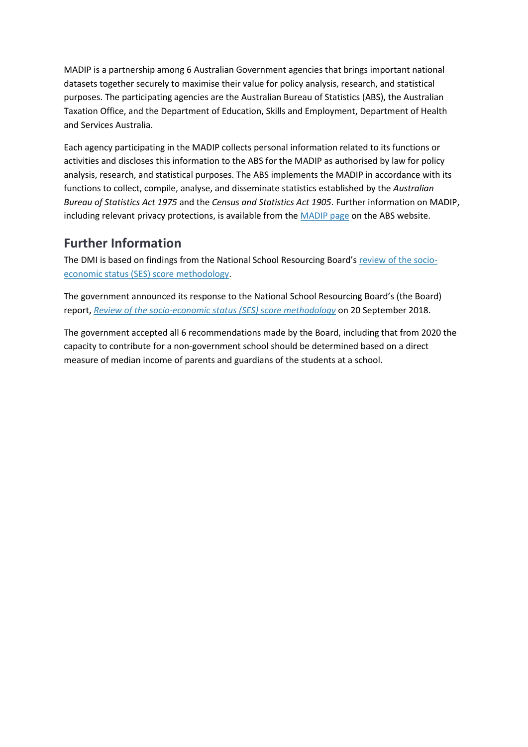MADIP is a partnership among 6 Australian Government agencies that brings important national datasets together securely to maximise their value for policy analysis, research, and statistical purposes. The participating agencies are the Australian Bureau of Statistics (ABS), the Australian Taxation Office, and the Department of Education, Skills and Employment, Department of Health and Services Australia.

Each agency participating in the MADIP collects personal information related to its functions or activities and discloses this information to the ABS for the MADIP as authorised by law for policy analysis, research, and statistical purposes. The ABS implements the MADIP in accordance with its functions to collect, compile, analyse, and disseminate statistics established by the *Australian Bureau of Statistics Act 1975* and the *Census and Statistics Act 1905*. Further information on MADIP, including relevant privacy protections, is available from the MADIP page on the ABS website.

## Further Information

The DMI is based on findings from the National School Resourcing Board's review of the socio-economic status (SES) score methodology.

The government announced its response to the National School Resourcing Board's (the Board) report, *Review of the socio-economic status (SES) score methodology* on 20 September 2018.

The government accepted all 6 recommendations made by the Board, including that from 2020 the capacity to contribute for a non-government school should be determined based on a direct measure of median income of parents and guardians of the students at a school.